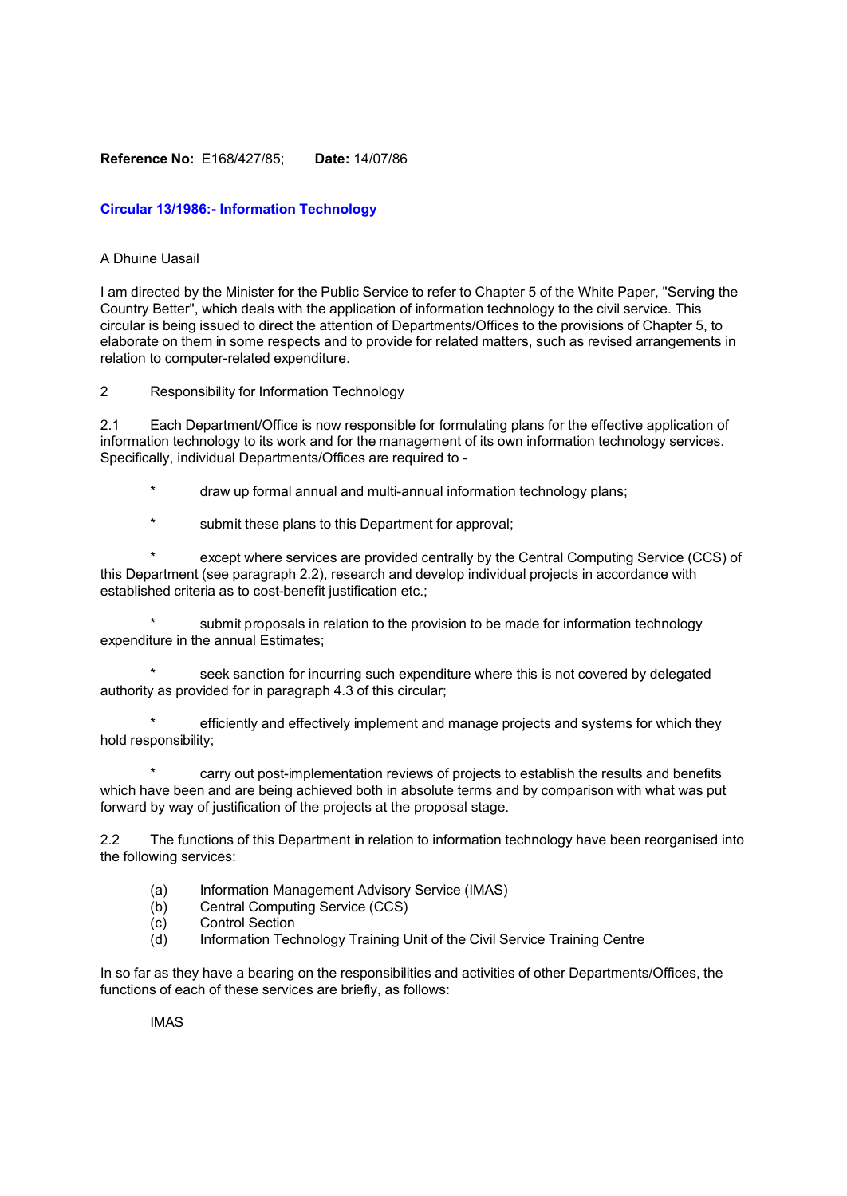**Reference No:** E168/427/85; **Date:** 14/07/86

## Circular 13/1986:- Information Technology

A Dhuine Uasail

I am directed by the Minister for the Public Service to refer to Chapter 5 of the White Paper, "Serving the Country Better", which deals with the application of information technology to the civil service. This circular is being issued to direct the attention of Departments/Offices to the provisions of Chapter 5, to elaborate on them in some respects and to provide for related matters, such as revised arrangements in relation to computer-related expenditure.

2 Responsibility for Information Technology

2.1 Each Department/Office is now responsible for formulating plans for the effective application of information technology to its work and for the management of its own information technology services. Specifically, individual Departments/Offices are required to -

* draw up formal annual and multi-annual information technology plans;
* submit these plans to this Department for approval;
* except where services are provided centrally by the Central Computing Service (CCS) of this Department (see paragraph 2.2), research and develop individual projects in accordance with established criteria as to cost-benefit justification etc.;
* submit proposals in relation to the provision to be made for information technology expenditure in the annual Estimates;
* seek sanction for incurring such expenditure where this is not covered by delegated authority as provided for in paragraph 4.3 of this circular;
* efficiently and effectively implement and manage projects and systems for which they hold responsibility;
* carry out post-implementation reviews of projects to establish the results and benefits which have been and are being achieved both in absolute terms and by comparison with what was put forward by way of justification of the projects at the proposal stage.

2.2 The functions of this Department in relation to information technology have been reorganised into the following services:

(a) Information Management Advisory Service (IMAS)
(b) Central Computing Service (CCS)
(c) Control Section
(d) Information Technology Training Unit of the Civil Service Training Centre

In so far as they have a bearing on the responsibilities and activities of other Departments/Offices, the functions of each of these services are briefly, as follows:

IMAS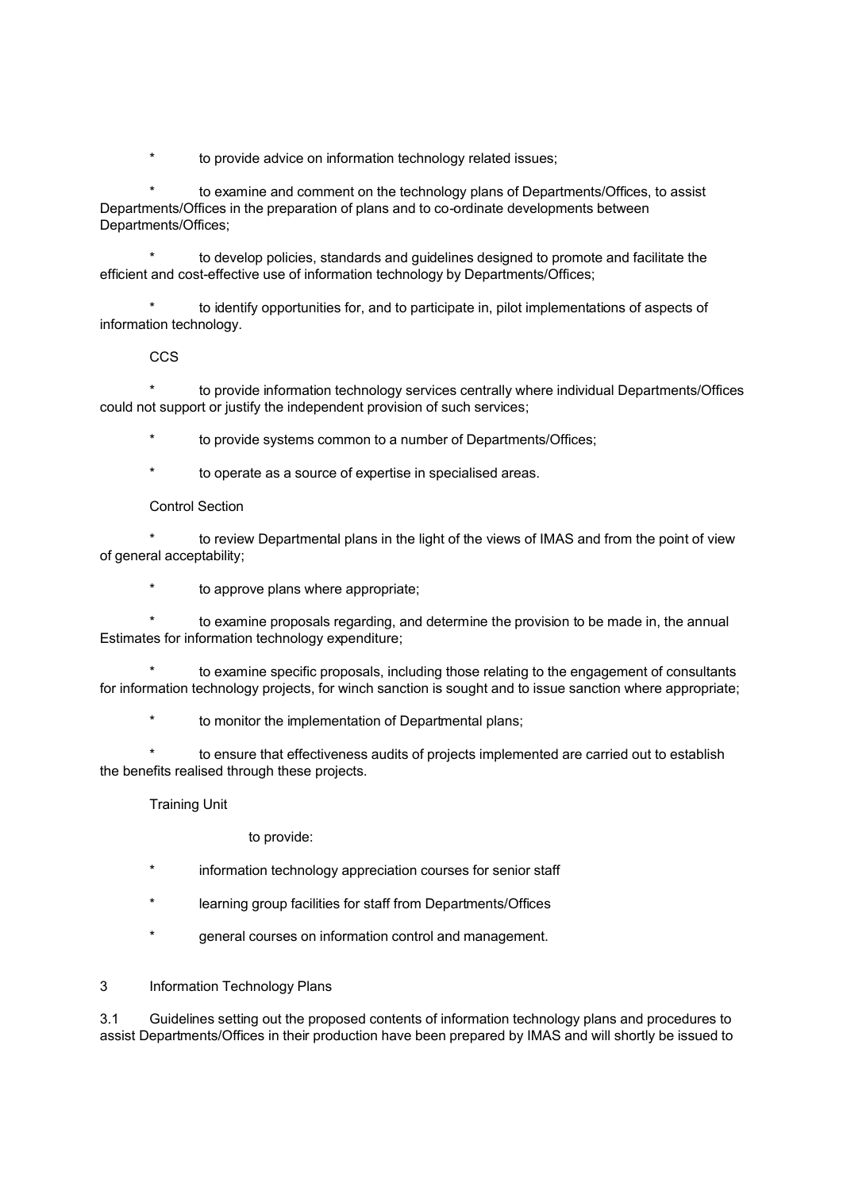* to provide advice on information technology related issues;

* to examine and comment on the technology plans of Departments/Offices, to assist Departments/Offices in the preparation of plans and to co-ordinate developments between Departments/Offices;

* to develop policies, standards and guidelines designed to promote and facilitate the efficient and cost-effective use of information technology by Departments/Offices;

* to identify opportunities for, and to participate in, pilot implementations of aspects of information technology.

CCS

* to provide information technology services centrally where individual Departments/Offices could not support or justify the independent provision of such services;

* to provide systems common to a number of Departments/Offices;

* to operate as a source of expertise in specialised areas.

Control Section

* to review Departmental plans in the light of the views of IMAS and from the point of view of general acceptability;

* to approve plans where appropriate;

* to examine proposals regarding, and determine the provision to be made in, the annual Estimates for information technology expenditure;

* to examine specific proposals, including those relating to the engagement of consultants for information technology projects, for winch sanction is sought and to issue sanction where appropriate;

* to monitor the implementation of Departmental plans;

* to ensure that effectiveness audits of projects implemented are carried out to establish the benefits realised through these projects.

Training Unit

to provide:

* information technology appreciation courses for senior staff

* learning group facilities for staff from Departments/Offices

* general courses on information control and management.

## 3 Information Technology Plans

3.1 Guidelines setting out the proposed contents of information technology plans and procedures to assist Departments/Offices in their production have been prepared by IMAS and will shortly be issued to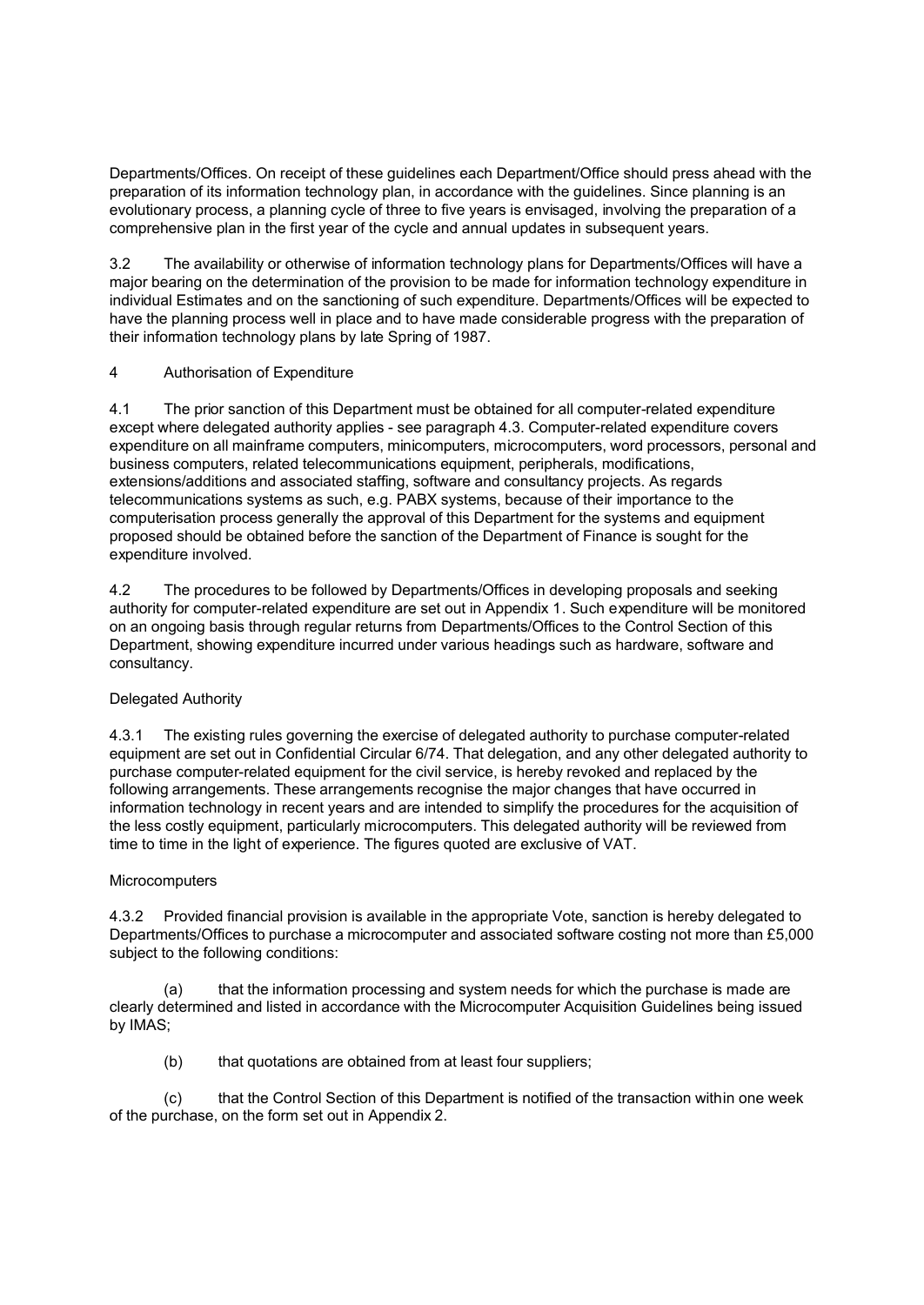Departments/Offices. On receipt of these guidelines each Department/Office should press ahead with the preparation of its information technology plan, in accordance with the guidelines. Since planning is an evolutionary process, a planning cycle of three to five years is envisaged, involving the preparation of a comprehensive plan in the first year of the cycle and annual updates in subsequent years.

3.2 The availability or otherwise of information technology plans for Departments/Offices will have a major bearing on the determination of the provision to be made for information technology expenditure in individual Estimates and on the sanctioning of such expenditure. Departments/Offices will be expected to have the planning process well in place and to have made considerable progress with the preparation of their information technology plans by late Spring of 1987.

## 4 Authorisation of Expenditure

4.1 The prior sanction of this Department must be obtained for all computer-related expenditure except where delegated authority applies - see paragraph 4.3. Computer-related expenditure covers expenditure on all mainframe computers, minicomputers, microcomputers, word processors, personal and business computers, related telecommunications equipment, peripherals, modifications, extensions/additions and associated staffing, software and consultancy projects. As regards telecommunications systems as such, e.g. PABX systems, because of their importance to the computerisation process generally the approval of this Department for the systems and equipment proposed should be obtained before the sanction of the Department of Finance is sought for the expenditure involved.

4.2 The procedures to be followed by Departments/Offices in developing proposals and seeking authority for computer-related expenditure are set out in Appendix 1. Such expenditure will be monitored on an ongoing basis through regular returns from Departments/Offices to the Control Section of this Department, showing expenditure incurred under various headings such as hardware, software and consultancy.

### Delegated Authority

4.3.1 The existing rules governing the exercise of delegated authority to purchase computer-related equipment are set out in Confidential Circular 6/74. That delegation, and any other delegated authority to purchase computer-related equipment for the civil service, is hereby revoked and replaced by the following arrangements. These arrangements recognise the major changes that have occurred in information technology in recent years and are intended to simplify the procedures for the acquisition of the less costly equipment, particularly microcomputers. This delegated authority will be reviewed from time to time in the light of experience. The figures quoted are exclusive of VAT.

### Microcomputers

4.3.2 Provided financial provision is available in the appropriate Vote, sanction is hereby delegated to Departments/Offices to purchase a microcomputer and associated software costing not more than £5,000 subject to the following conditions:

(a) that the information processing and system needs for which the purchase is made are clearly determined and listed in accordance with the Microcomputer Acquisition Guidelines being issued by IMAS;

(b) that quotations are obtained from at least four suppliers;

(c) that the Control Section of this Department is notified of the transaction within one week of the purchase, on the form set out in Appendix 2.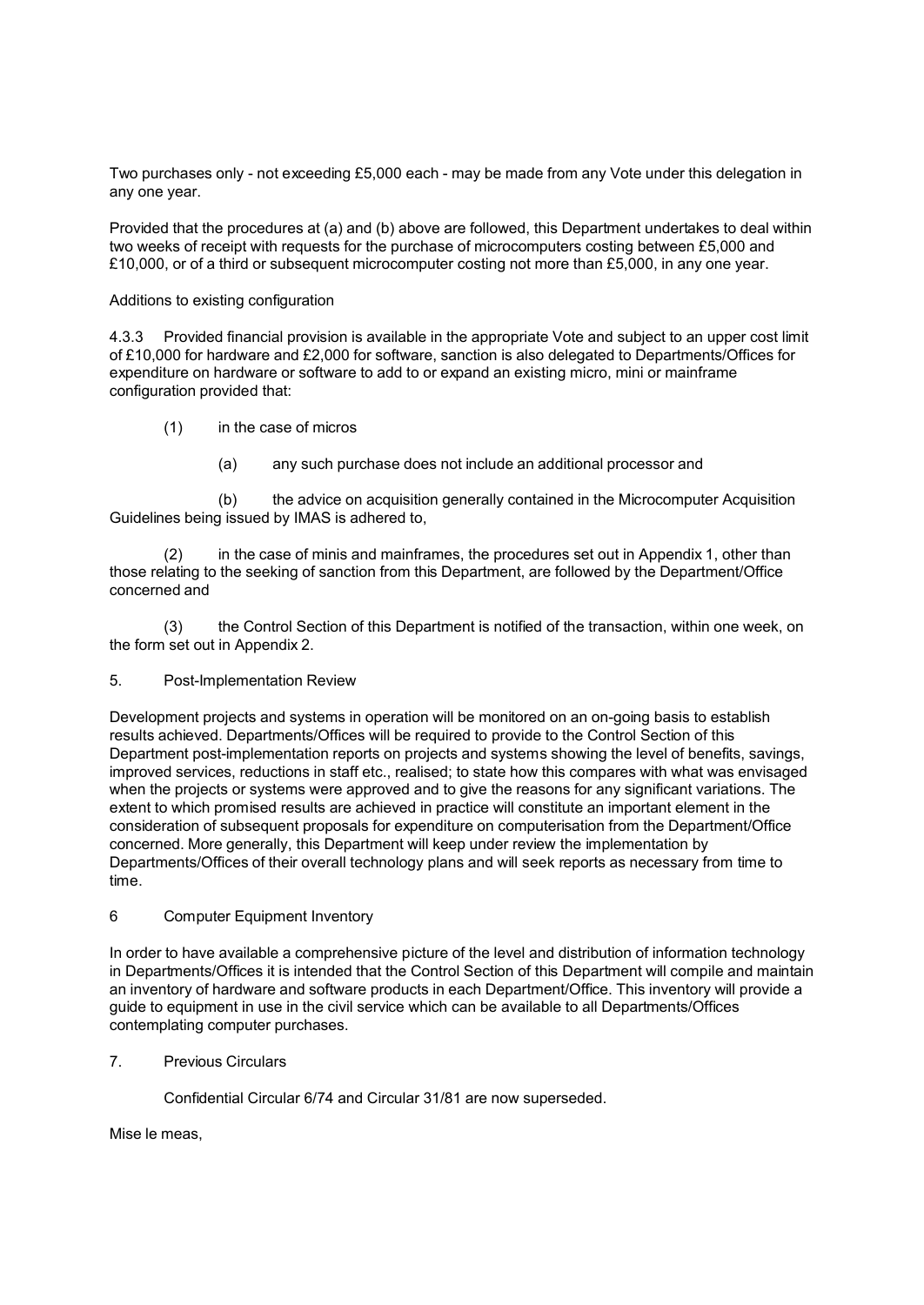Two purchases only - not exceeding £5,000 each - may be made from any Vote under this delegation in any one year.

Provided that the procedures at (a) and (b) above are followed, this Department undertakes to deal within two weeks of receipt with requests for the purchase of microcomputers costing between £5,000 and £10,000, or of a third or subsequent microcomputer costing not more than £5,000, in any one year.

Additions to existing configuration

4.3.3 Provided financial provision is available in the appropriate Vote and subject to an upper cost limit of £10,000 for hardware and £2,000 for software, sanction is also delegated to Departments/Offices for expenditure on hardware or software to add to or expand an existing micro, mini or mainframe configuration provided that:

(1) in the case of micros

(a) any such purchase does not include an additional processor and

(b) the advice on acquisition generally contained in the Microcomputer Acquisition Guidelines being issued by IMAS is adhered to,

(2) in the case of minis and mainframes, the procedures set out in Appendix 1, other than those relating to the seeking of sanction from this Department, are followed by the Department/Office concerned and

(3) the Control Section of this Department is notified of the transaction, within one week, on the form set out in Appendix 2.

## 5. Post-Implementation Review

Development projects and systems in operation will be monitored on an on-going basis to establish results achieved. Departments/Offices will be required to provide to the Control Section of this Department post-implementation reports on projects and systems showing the level of benefits, savings, improved services, reductions in staff etc., realised; to state how this compares with what was envisaged when the projects or systems were approved and to give the reasons for any significant variations. The extent to which promised results are achieved in practice will constitute an important element in the consideration of subsequent proposals for expenditure on computerisation from the Department/Office concerned. More generally, this Department will keep under review the implementation by Departments/Offices of their overall technology plans and will seek reports as necessary from time to time.

## 6 Computer Equipment Inventory

In order to have available a comprehensive picture of the level and distribution of information technology in Departments/Offices it is intended that the Control Section of this Department will compile and maintain an inventory of hardware and software products in each Department/Office. This inventory will provide a guide to equipment in use in the civil service which can be available to all Departments/Offices contemplating computer purchases.

## 7. Previous Circulars

Confidential Circular 6/74 and Circular 31/81 are now superseded.

Mise le meas,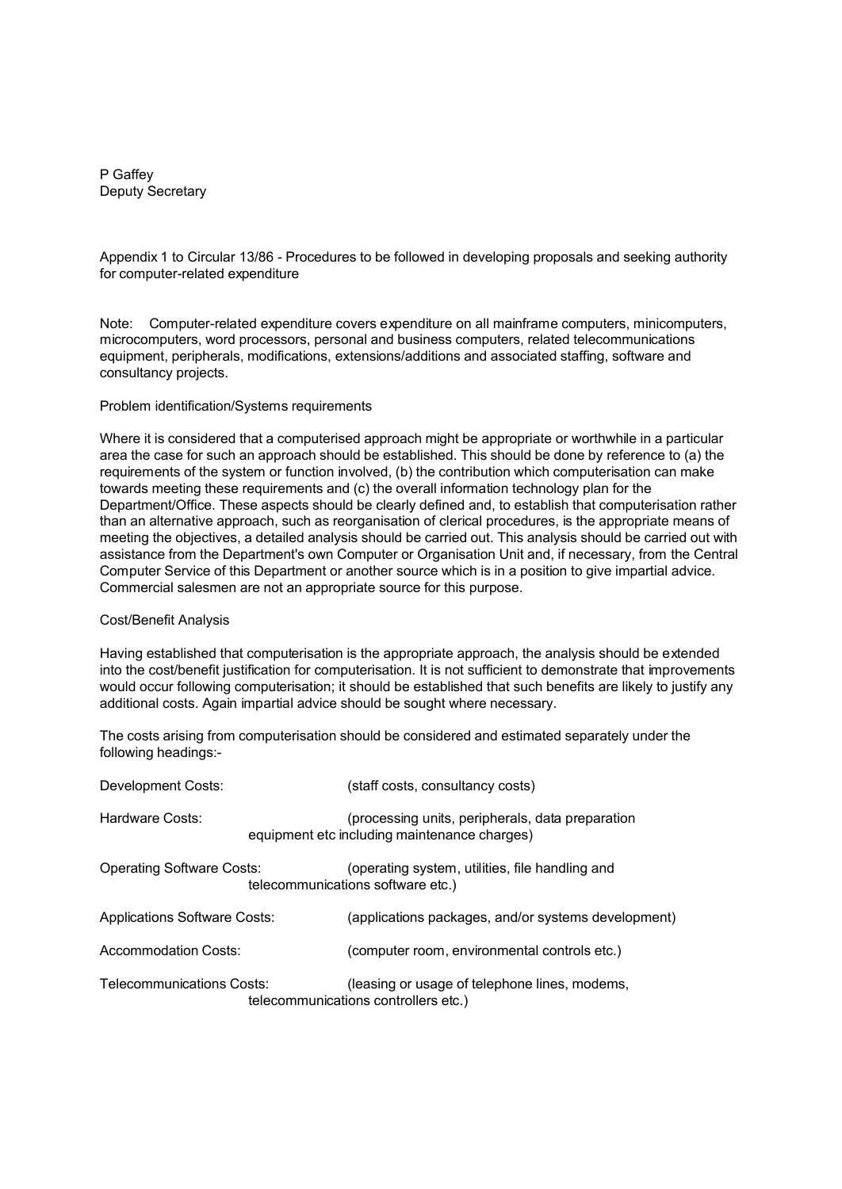P Gaffey
Deputy Secretary

## Appendix 1 to Circular 13/86 - Procedures to be followed in developing proposals and seeking authority for computer-related expenditure

Note: Computer-related expenditure covers expenditure on all mainframe computers, minicomputers, microcomputers, word processors, personal and business computers, related telecommunications equipment, peripherals, modifications, extensions/additions and associated staffing, software and consultancy projects.

### Problem identification/Systems requirements

Where it is considered that a computerised approach might be appropriate or worthwhile in a particular area the case for such an approach should be established. This should be done by reference to (a) the requirements of the system or function involved, (b) the contribution which computerisation can make towards meeting these requirements and (c) the overall information technology plan for the Department/Office. These aspects should be clearly defined and, to establish that computerisation rather than an alternative approach, such as reorganisation of clerical procedures, is the appropriate means of meeting the objectives, a detailed analysis should be carried out. This analysis should be carried out with assistance from the Department's own Computer or Organisation Unit and, if necessary, from the Central Computer Service of this Department or another source which is in a position to give impartial advice. Commercial salesmen are not an appropriate source for this purpose.

### Cost/Benefit Analysis

Having established that computerisation is the appropriate approach, the analysis should be extended into the cost/benefit justification for computerisation. It is not sufficient to demonstrate that improvements would occur following computerisation; it should be established that such benefits are likely to justify any additional costs. Again impartial advice should be sought where necessary.

The costs arising from computerisation should be considered and estimated separately under the following headings:-

| | |
|---|---|
| Development Costs: | (staff costs, consultancy costs) |
| Hardware Costs: | (processing units, peripherals, data preparation equipment etc including maintenance charges) |
| Operating Software Costs: | (operating system, utilities, file handling and telecommunications software etc.) |
| Applications Software Costs: | (applications packages, and/or systems development) |
| Accommodation Costs: | (computer room, environmental controls etc.) |
| Telecommunications Costs: | (leasing or usage of telephone lines, modems, telecommunications controllers etc.) |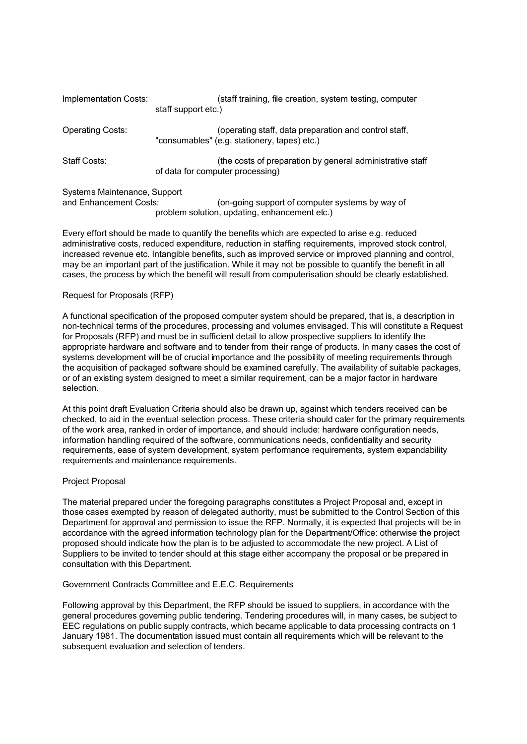Implementation Costs: (staff training, file creation, system testing, computer staff support etc.)

Operating Costs: (operating staff, data preparation and control staff, "consumables" (e.g. stationery, tapes) etc.)

Staff Costs: (the costs of preparation by general administrative staff of data for computer processing)

Systems Maintenance, Support and Enhancement Costs: (on-going support of computer systems by way of problem solution, updating, enhancement etc.)

Every effort should be made to quantify the benefits which are expected to arise e.g. reduced administrative costs, reduced expenditure, reduction in staffing requirements, improved stock control, increased revenue etc. Intangible benefits, such as improved service or improved planning and control, may be an important part of the justification. While it may not be possible to quantify the benefit in all cases, the process by which the benefit will result from computerisation should be clearly established.

Request for Proposals (RFP)

A functional specification of the proposed computer system should be prepared, that is, a description in non-technical terms of the procedures, processing and volumes envisaged. This will constitute a Request for Proposals (RFP) and must be in sufficient detail to allow prospective suppliers to identify the appropriate hardware and software and to tender from their range of products. In many cases the cost of systems development will be of crucial importance and the possibility of meeting requirements through the acquisition of packaged software should be examined carefully. The availability of suitable packages, or of an existing system designed to meet a similar requirement, can be a major factor in hardware selection.

At this point draft Evaluation Criteria should also be drawn up, against which tenders received can be checked, to aid in the eventual selection process. These criteria should cater for the primary requirements of the work area, ranked in order of importance, and should include: hardware configuration needs, information handling required of the software, communications needs, confidentiality and security requirements, ease of system development, system performance requirements, system expandability requirements and maintenance requirements.

Project Proposal

The material prepared under the foregoing paragraphs constitutes a Project Proposal and, except in those cases exempted by reason of delegated authority, must be submitted to the Control Section of this Department for approval and permission to issue the RFP. Normally, it is expected that projects will be in accordance with the agreed information technology plan for the Department/Office: otherwise the project proposed should indicate how the plan is to be adjusted to accommodate the new project. A List of Suppliers to be invited to tender should at this stage either accompany the proposal or be prepared in consultation with this Department.

Government Contracts Committee and E.E.C. Requirements

Following approval by this Department, the RFP should be issued to suppliers, in accordance with the general procedures governing public tendering. Tendering procedures will, in many cases, be subject to EEC regulations on public supply contracts, which became applicable to data processing contracts on 1 January 1981. The documentation issued must contain all requirements which will be relevant to the subsequent evaluation and selection of tenders.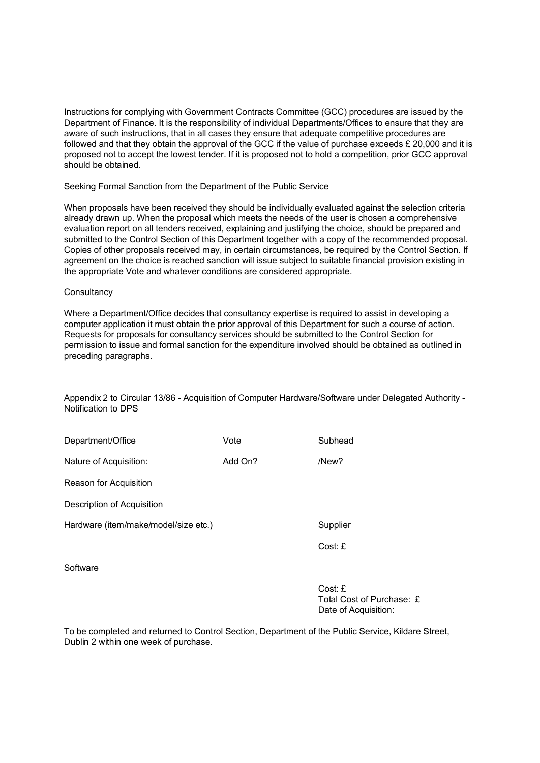Instructions for complying with Government Contracts Committee (GCC) procedures are issued by the Department of Finance. It is the responsibility of individual Departments/Offices to ensure that they are aware of such instructions, that in all cases they ensure that adequate competitive procedures are followed and that they obtain the approval of the GCC if the value of purchase exceeds £ 20,000 and it is proposed not to accept the lowest tender. If it is proposed not to hold a competition, prior GCC approval should be obtained.

## Seeking Formal Sanction from the Department of the Public Service

When proposals have been received they should be individually evaluated against the selection criteria already drawn up. When the proposal which meets the needs of the user is chosen a comprehensive evaluation report on all tenders received, explaining and justifying the choice, should be prepared and submitted to the Control Section of this Department together with a copy of the recommended proposal. Copies of other proposals received may, in certain circumstances, be required by the Control Section. If agreement on the choice is reached sanction will issue subject to suitable financial provision existing in the appropriate Vote and whatever conditions are considered appropriate.

## Consultancy

Where a Department/Office decides that consultancy expertise is required to assist in developing a computer application it must obtain the prior approval of this Department for such a course of action. Requests for proposals for consultancy services should be submitted to the Control Section for permission to issue and formal sanction for the expenditure involved should be obtained as outlined in preceding paragraphs.

## Appendix 2 to Circular 13/86 - Acquisition of Computer Hardware/Software under Delegated Authority - Notification to DPS

| | | |
|---|---|---|
| Department/Office | Vote | Subhead |
| Nature of Acquisition: | Add On? | /New? |
| Reason for Acquisition | | |
| Description of Acquisition | | |
| Hardware (item/make/model/size etc.) | | Supplier |
| | | Cost: £ |
| Software | | |
| | | Cost: £<br>Total Cost of Purchase: £<br>Date of Acquisition: |

To be completed and returned to Control Section, Department of the Public Service, Kildare Street, Dublin 2 within one week of purchase.